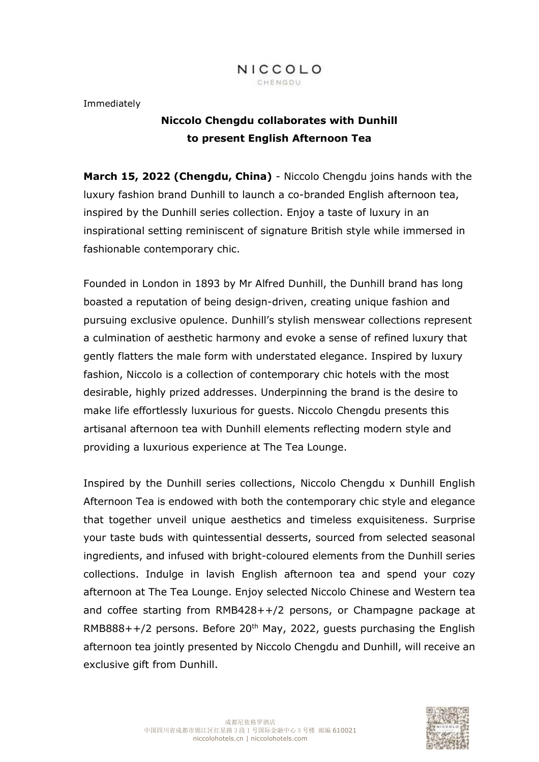NICCOLO
CHENGDU

Immediately

## Niccolo Chengdu collaborates with Dunhill to present English Afternoon Tea

**March 15, 2022 (Chengdu, China)** - Niccolo Chengdu joins hands with the luxury fashion brand Dunhill to launch a co-branded English afternoon tea, inspired by the Dunhill series collection. Enjoy a taste of luxury in an inspirational setting reminiscent of signature British style while immersed in fashionable contemporary chic.

Founded in London in 1893 by Mr Alfred Dunhill, the Dunhill brand has long boasted a reputation of being design-driven, creating unique fashion and pursuing exclusive opulence. Dunhill's stylish menswear collections represent a culmination of aesthetic harmony and evoke a sense of refined luxury that gently flatters the male form with understated elegance. Inspired by luxury fashion, Niccolo is a collection of contemporary chic hotels with the most desirable, highly prized addresses. Underpinning the brand is the desire to make life effortlessly luxurious for guests. Niccolo Chengdu presents this artisanal afternoon tea with Dunhill elements reflecting modern style and providing a luxurious experience at The Tea Lounge.

Inspired by the Dunhill series collections, Niccolo Chengdu x Dunhill English Afternoon Tea is endowed with both the contemporary chic style and elegance that together unveil unique aesthetics and timeless exquisiteness. Surprise your taste buds with quintessential desserts, sourced from selected seasonal ingredients, and infused with bright-coloured elements from the Dunhill series collections. Indulge in lavish English afternoon tea and spend your cozy afternoon at The Tea Lounge. Enjoy selected Niccolo Chinese and Western tea and coffee starting from RMB428++/2 persons, or Champagne package at RMB888++/2 persons. Before 20th May, 2022, guests purchasing the English afternoon tea jointly presented by Niccolo Chengdu and Dunhill, will receive an exclusive gift from Dunhill.

成都尼依格罗酒店
中国四川省成都市锦江区红星路 3 段 1 号国际金融中心 3 号楼 邮编 610021
niccolohotels.cn | niccolohotels.com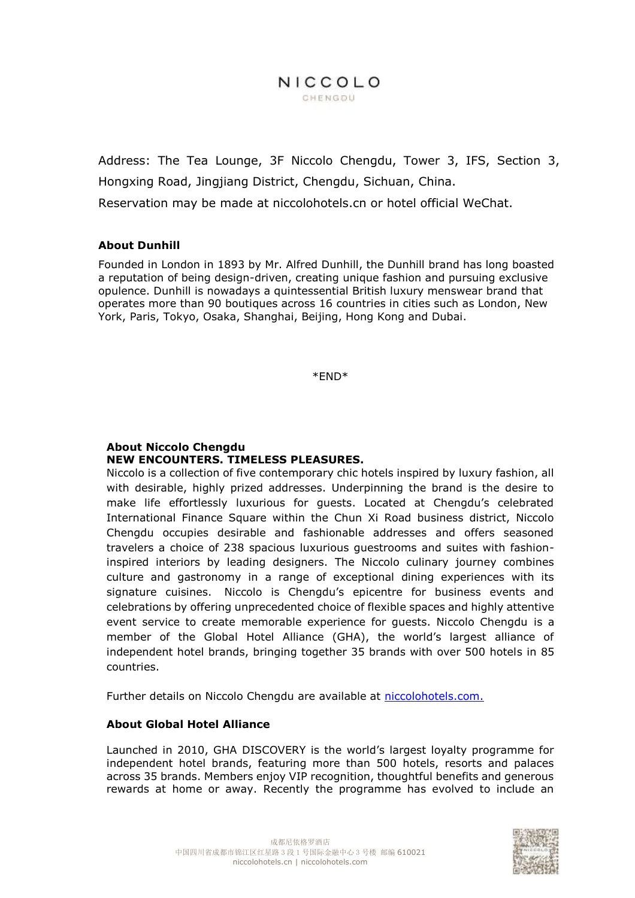Address: The Tea Lounge, 3F Niccolo Chengdu, Tower 3, IFS, Section 3, Hongxing Road, Jingjiang District, Chengdu, Sichuan, China.

Reservation may be made at niccolohotels.cn or hotel official WeChat.

**About Dunhill**

Founded in London in 1893 by Mr. Alfred Dunhill, the Dunhill brand has long boasted a reputation of being design-driven, creating unique fashion and pursuing exclusive opulence. Dunhill is nowadays a quintessential British luxury menswear brand that operates more than 90 boutiques across 16 countries in cities such as London, New York, Paris, Tokyo, Osaka, Shanghai, Beijing, Hong Kong and Dubai.

*END*

**About Niccolo Chengdu**
**NEW ENCOUNTERS. TIMELESS PLEASURES.**

Niccolo is a collection of five contemporary chic hotels inspired by luxury fashion, all with desirable, highly prized addresses. Underpinning the brand is the desire to make life effortlessly luxurious for guests. Located at Chengdu's celebrated International Finance Square within the Chun Xi Road business district, Niccolo Chengdu occupies desirable and fashionable addresses and offers seasoned travelers a choice of 238 spacious luxurious guestrooms and suites with fashion-inspired interiors by leading designers. The Niccolo culinary journey combines culture and gastronomy in a range of exceptional dining experiences with its signature cuisines. Niccolo is Chengdu's epicentre for business events and celebrations by offering unprecedented choice of flexible spaces and highly attentive event service to create memorable experience for guests. Niccolo Chengdu is a member of the Global Hotel Alliance (GHA), the world's largest alliance of independent hotel brands, bringing together 35 brands with over 500 hotels in 85 countries.

Further details on Niccolo Chengdu are available at [niccolohotels.com.](niccolohotels.com)

**About Global Hotel Alliance**

Launched in 2010, GHA DISCOVERY is the world's largest loyalty programme for independent hotel brands, featuring more than 500 hotels, resorts and palaces across 35 brands. Members enjoy VIP recognition, thoughtful benefits and generous rewards at home or away. Recently the programme has evolved to include an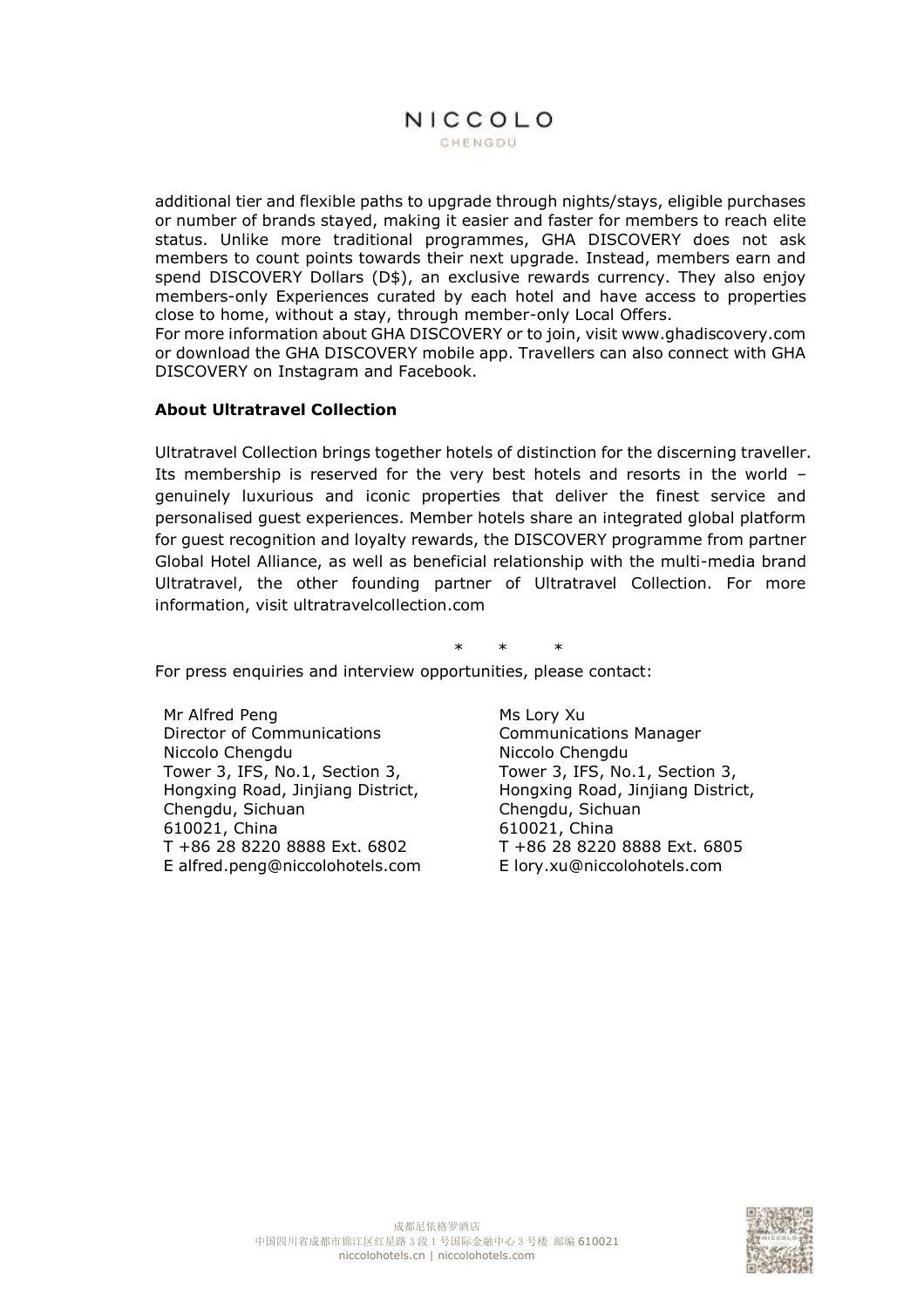additional tier and flexible paths to upgrade through nights/stays, eligible purchases or number of brands stayed, making it easier and faster for members to reach elite status. Unlike more traditional programmes, GHA DISCOVERY does not ask members to count points towards their next upgrade. Instead, members earn and spend DISCOVERY Dollars (D$), an exclusive rewards currency. They also enjoy members-only Experiences curated by each hotel and have access to properties close to home, without a stay, through member-only Local Offers.
For more information about GHA DISCOVERY or to join, visit www.ghadiscovery.com or download the GHA DISCOVERY mobile app. Travellers can also connect with GHA DISCOVERY on Instagram and Facebook.

**About Ultratravel Collection**

Ultratravel Collection brings together hotels of distinction for the discerning traveller. Its membership is reserved for the very best hotels and resorts in the world – genuinely luxurious and iconic properties that deliver the finest service and personalised guest experiences. Member hotels share an integrated global platform for guest recognition and loyalty rewards, the DISCOVERY programme from partner Global Hotel Alliance, as well as beneficial relationship with the multi-media brand Ultratravel, the other founding partner of Ultratravel Collection. For more information, visit ultratravelcollection.com

\* \* \*

For press enquiries and interview opportunities, please contact:

Mr Alfred Peng
Director of Communications
Niccolo Chengdu
Tower 3, IFS, No.1, Section 3,
Hongxing Road, Jinjiang District,
Chengdu, Sichuan
610021, China
T +86 28 8220 8888 Ext. 6802
E alfred.peng@niccolohotels.com

Ms Lory Xu
Communications Manager
Niccolo Chengdu
Tower 3, IFS, No.1, Section 3,
Hongxing Road, Jinjiang District,
Chengdu, Sichuan
610021, China
T +86 28 8220 8888 Ext. 6805
E lory.xu@niccolohotels.com